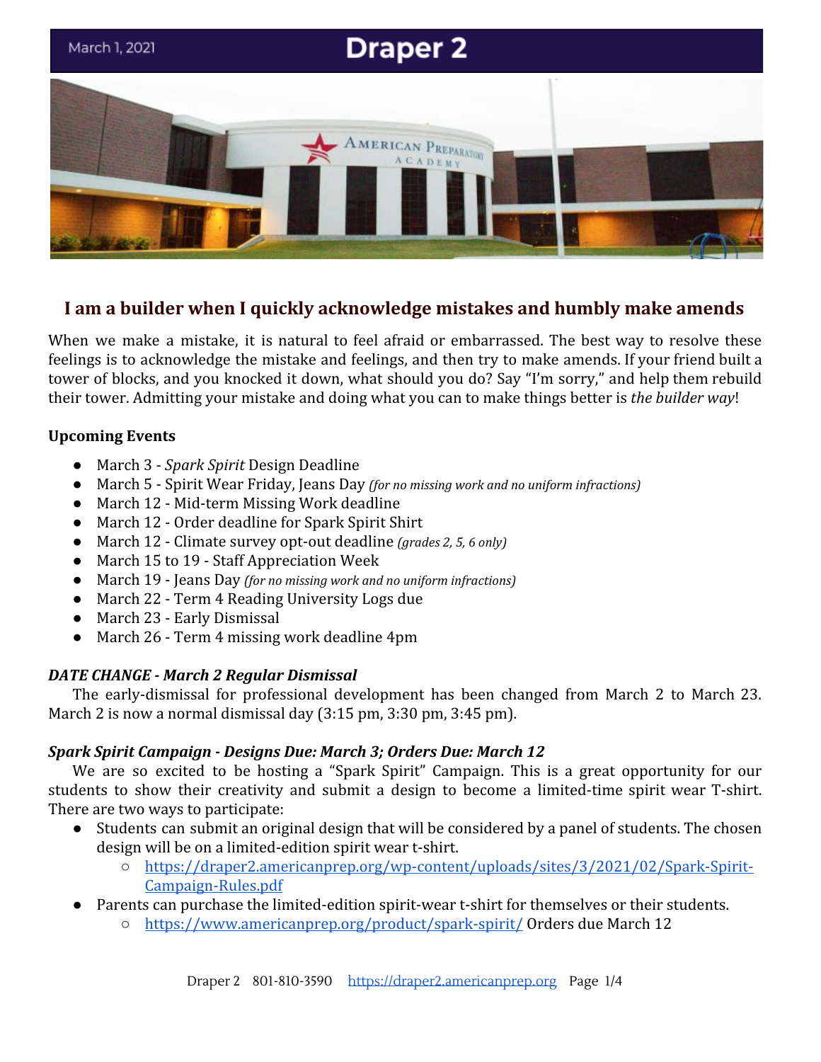March 1, 2021

# Draper 2

## I am a builder when I quickly acknowledge mistakes and humbly make amends

When we make a mistake, it is natural to feel afraid or embarrassed. The best way to resolve these feelings is to acknowledge the mistake and feelings, and then try to make amends. If your friend built a tower of blocks, and you knocked it down, what should you do? Say "I'm sorry," and help them rebuild their tower. Admitting your mistake and doing what you can to make things better is *the builder way*!

**Upcoming Events**

- March 3 - *Spark Spirit* Design Deadline
- March 5 - Spirit Wear Friday, Jeans Day *(for no missing work and no uniform infractions)*
- March 12 - Mid-term Missing Work deadline
- March 12 - Order deadline for Spark Spirit Shirt
- March 12 - Climate survey opt-out deadline *(grades 2, 5, 6 only)*
- March 15 to 19 - Staff Appreciation Week
- March 19 - Jeans Day *(for no missing work and no uniform infractions)*
- March 22 - Term 4 Reading University Logs due
- March 23 - Early Dismissal
- March 26 - Term 4 missing work deadline 4pm

***DATE CHANGE - March 2 Regular Dismissal***

The early-dismissal for professional development has been changed from March 2 to March 23. March 2 is now a normal dismissal day (3:15 pm, 3:30 pm, 3:45 pm).

***Spark Spirit Campaign - Designs Due: March 3; Orders Due: March 12***

We are so excited to be hosting a "Spark Spirit" Campaign. This is a great opportunity for our students to show their creativity and submit a design to become a limited-time spirit wear T-shirt. There are two ways to participate:

- Students can submit an original design that will be considered by a panel of students. The chosen design will be on a limited-edition spirit wear t-shirt.
    - https://draper2.americanprep.org/wp-content/uploads/sites/3/2021/02/Spark-Spirit-Campaign-Rules.pdf
- Parents can purchase the limited-edition spirit-wear t-shirt for themselves or their students.
    - https://www.americanprep.org/product/spark-spirit/ Orders due March 12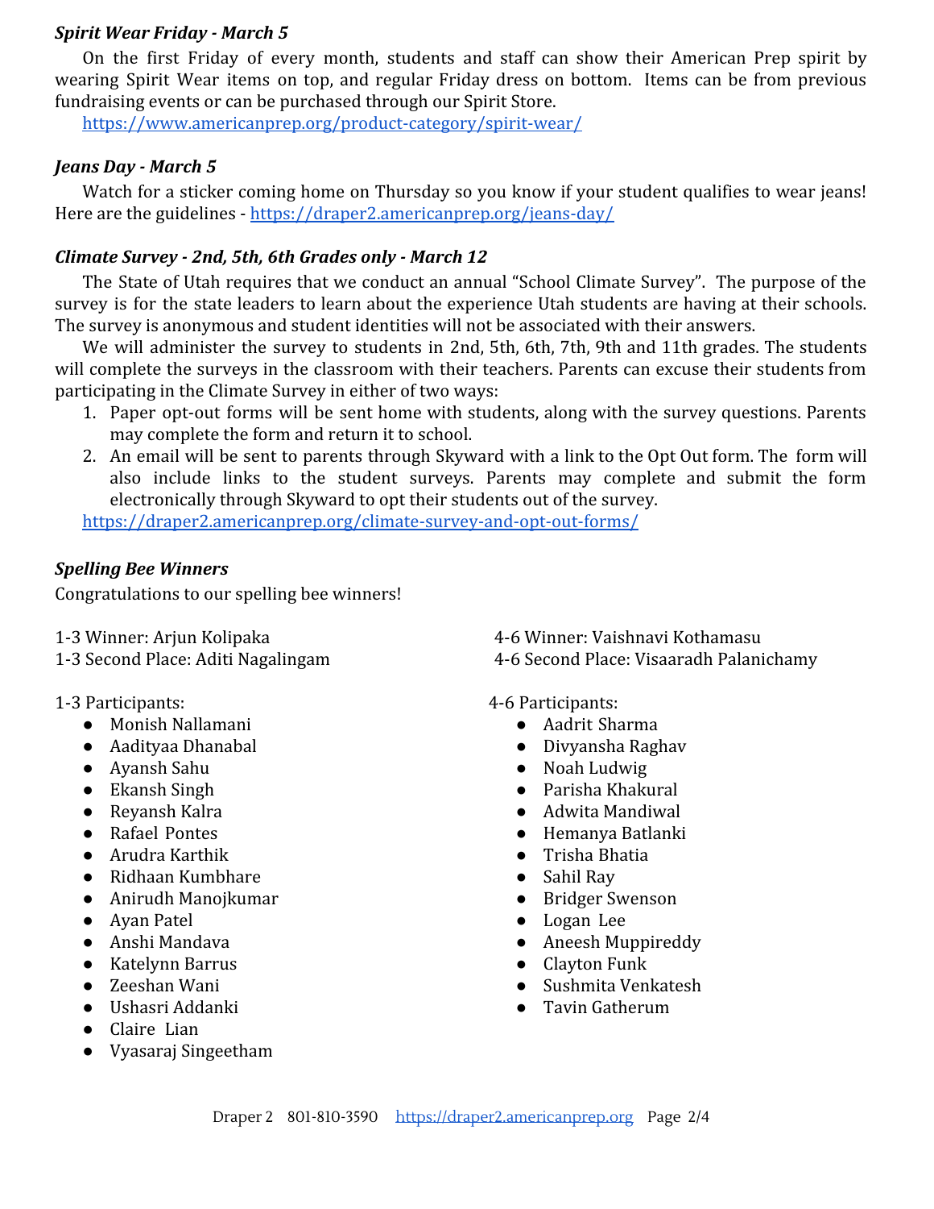### *Spirit Wear Friday - March 5*

On the first Friday of every month, students and staff can show their American Prep spirit by wearing Spirit Wear items on top, and regular Friday dress on bottom. Items can be from previous fundraising events or can be purchased through our Spirit Store.
https://www.americanprep.org/product-category/spirit-wear/

### *Jeans Day - March 5*

Watch for a sticker coming home on Thursday so you know if your student qualifies to wear jeans! Here are the guidelines - https://draper2.americanprep.org/jeans-day/

### *Climate Survey - 2nd, 5th, 6th Grades only - March 12*

The State of Utah requires that we conduct an annual "School Climate Survey". The purpose of the survey is for the state leaders to learn about the experience Utah students are having at their schools. The survey is anonymous and student identities will not be associated with their answers.

We will administer the survey to students in 2nd, 5th, 6th, 7th, 9th and 11th grades. The students will complete the surveys in the classroom with their teachers. Parents can excuse their students from participating in the Climate Survey in either of two ways:

1. Paper opt-out forms will be sent home with students, along with the survey questions. Parents may complete the form and return it to school.
2. An email will be sent to parents through Skyward with a link to the Opt Out form. The form will also include links to the student surveys. Parents may complete and submit the form electronically through Skyward to opt their students out of the survey.

https://draper2.americanprep.org/climate-survey-and-opt-out-forms/

### *Spelling Bee Winners*

Congratulations to our spelling bee winners!

1-3 Winner: Arjun Kolipaka
1-3 Second Place: Aditi Nagalingam

1-3 Participants:

- Monish Nallamani
- Aadityaa Dhanabal
- Ayansh Sahu
- Ekansh Singh
- Reyansh Kalra
- Rafael Pontes
- Arudra Karthik
- Ridhaan Kumbhare
- Anirudh Manojkumar
- Ayan Patel
- Anshi Mandava
- Katelynn Barrus
- Zeeshan Wani
- Ushasri Addanki
- Claire Lian
- Vyasaraj Singeetham

4-6 Winner: Vaishnavi Kothamasu
4-6 Second Place: Visaaradh Palanichamy

4-6 Participants:

- Aadrit Sharma
- Divyansha Raghav
- Noah Ludwig
- Parisha Khakural
- Adwita Mandiwal
- Hemanya Batlanki
- Trisha Bhatia
- Sahil Ray
- Bridger Swenson
- Logan Lee
- Aneesh Muppireddy
- Clayton Funk
- Sushmita Venkatesh
- Tavin Gatherum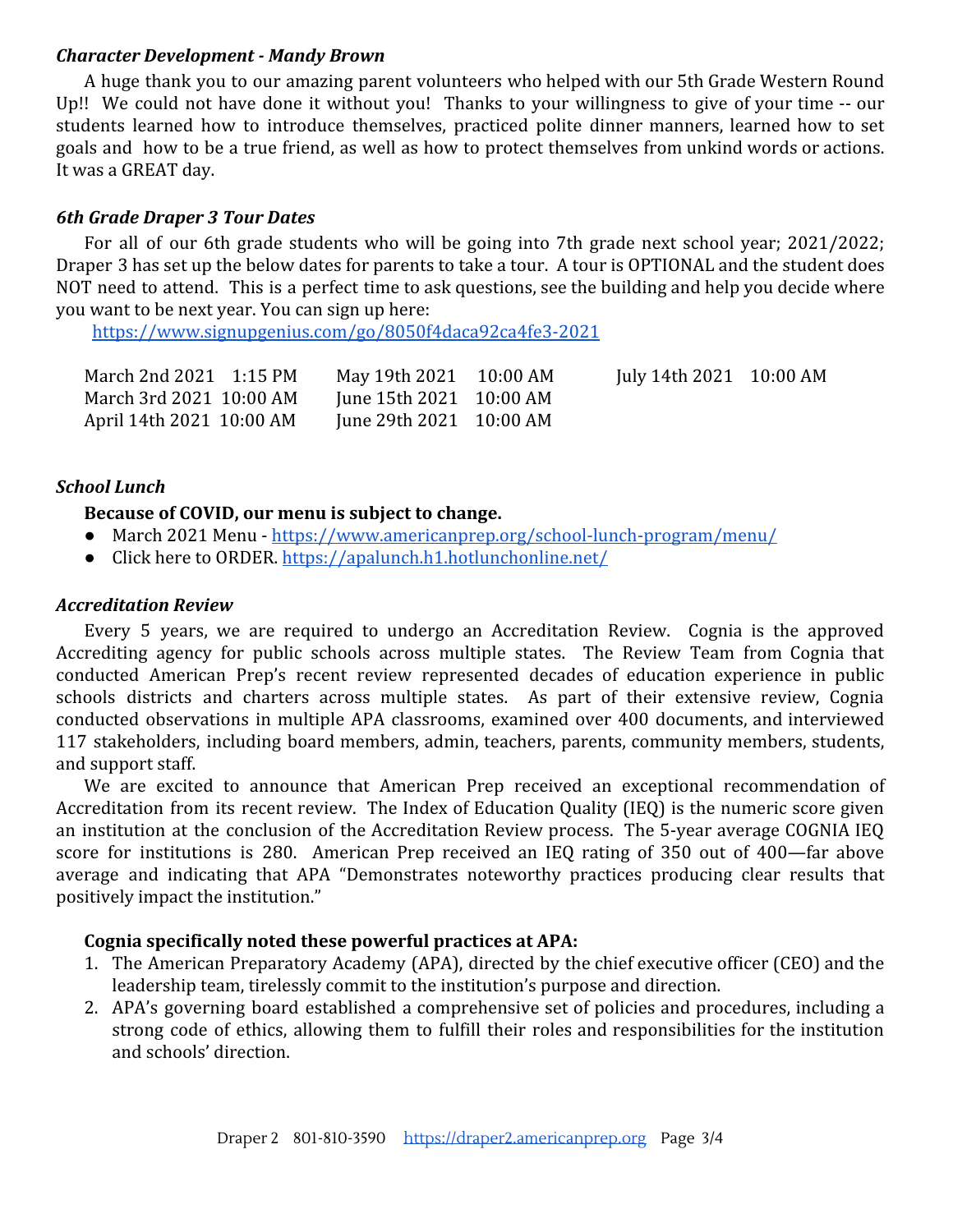### *Character Development - Mandy Brown*

A huge thank you to our amazing parent volunteers who helped with our 5th Grade Western Round Up!! We could not have done it without you! Thanks to your willingness to give of your time -- our students learned how to introduce themselves, practiced polite dinner manners, learned how to set goals and how to be a true friend, as well as how to protect themselves from unkind words or actions. It was a GREAT day.

### *6th Grade Draper 3 Tour Dates*

For all of our 6th grade students who will be going into 7th grade next school year; 2021/2022; Draper 3 has set up the below dates for parents to take a tour. A tour is OPTIONAL and the student does NOT need to attend. This is a perfect time to ask questions, see the building and help you decide where you want to be next year. You can sign up here:

https://www.signupgenius.com/go/8050f4daca92ca4fe3-2021

| | | |
|---|---|---|
| March 2nd 2021 1:15 PM | May 19th 2021 10:00 AM | July 14th 2021 10:00 AM |
| March 3rd 2021 10:00 AM | June 15th 2021 10:00 AM | |
| April 14th 2021 10:00 AM | June 29th 2021 10:00 AM | |

### *School Lunch*

**Because of COVID, our menu is subject to change.**

- March 2021 Menu - https://www.americanprep.org/school-lunch-program/menu/
- Click here to ORDER. https://apalunch.h1.hotlunchonline.net/

### *Accreditation Review*

Every 5 years, we are required to undergo an Accreditation Review. Cognia is the approved Accrediting agency for public schools across multiple states. The Review Team from Cognia that conducted American Prep's recent review represented decades of education experience in public schools districts and charters across multiple states. As part of their extensive review, Cognia conducted observations in multiple APA classrooms, examined over 400 documents, and interviewed 117 stakeholders, including board members, admin, teachers, parents, community members, students, and support staff.

We are excited to announce that American Prep received an exceptional recommendation of Accreditation from its recent review. The Index of Education Quality (IEQ) is the numeric score given an institution at the conclusion of the Accreditation Review process. The 5-year average COGNIA IEQ score for institutions is 280. American Prep received an IEQ rating of 350 out of 400—far above average and indicating that APA "Demonstrates noteworthy practices producing clear results that positively impact the institution."

**Cognia specifically noted these powerful practices at APA:**

1. The American Preparatory Academy (APA), directed by the chief executive officer (CEO) and the leadership team, tirelessly commit to the institution's purpose and direction.
2. APA's governing board established a comprehensive set of policies and procedures, including a strong code of ethics, allowing them to fulfill their roles and responsibilities for the institution and schools' direction.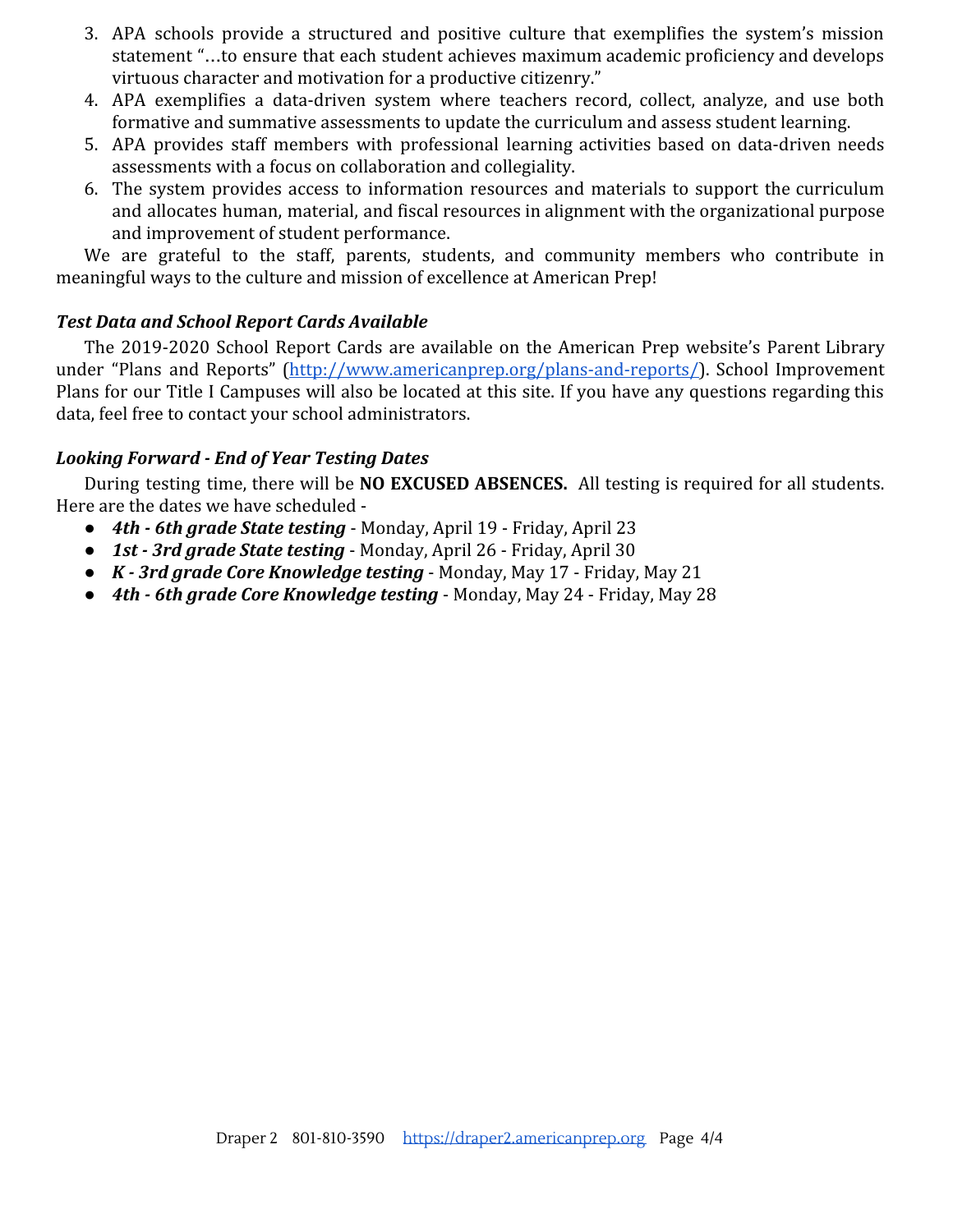3. APA schools provide a structured and positive culture that exemplifies the system's mission statement "…to ensure that each student achieves maximum academic proficiency and develops virtuous character and motivation for a productive citizenry."
4. APA exemplifies a data-driven system where teachers record, collect, analyze, and use both formative and summative assessments to update the curriculum and assess student learning.
5. APA provides staff members with professional learning activities based on data-driven needs assessments with a focus on collaboration and collegiality.
6. The system provides access to information resources and materials to support the curriculum and allocates human, material, and fiscal resources in alignment with the organizational purpose and improvement of student performance.

We are grateful to the staff, parents, students, and community members who contribute in meaningful ways to the culture and mission of excellence at American Prep!

### *Test Data and School Report Cards Available*

The 2019-2020 School Report Cards are available on the American Prep website's Parent Library under "Plans and Reports" (http://www.americanprep.org/plans-and-reports/). School Improvement Plans for our Title I Campuses will also be located at this site. If you have any questions regarding this data, feel free to contact your school administrators.

### *Looking Forward - End of Year Testing Dates*

During testing time, there will be **NO EXCUSED ABSENCES.** All testing is required for all students. Here are the dates we have scheduled -

- ***4th - 6th grade State testing*** - Monday, April 19 - Friday, April 23
- ***1st - 3rd grade State testing*** - Monday, April 26 - Friday, April 30
- ***K - 3rd grade Core Knowledge testing*** - Monday, May 17 - Friday, May 21
- ***4th - 6th grade Core Knowledge testing*** - Monday, May 24 - Friday, May 28